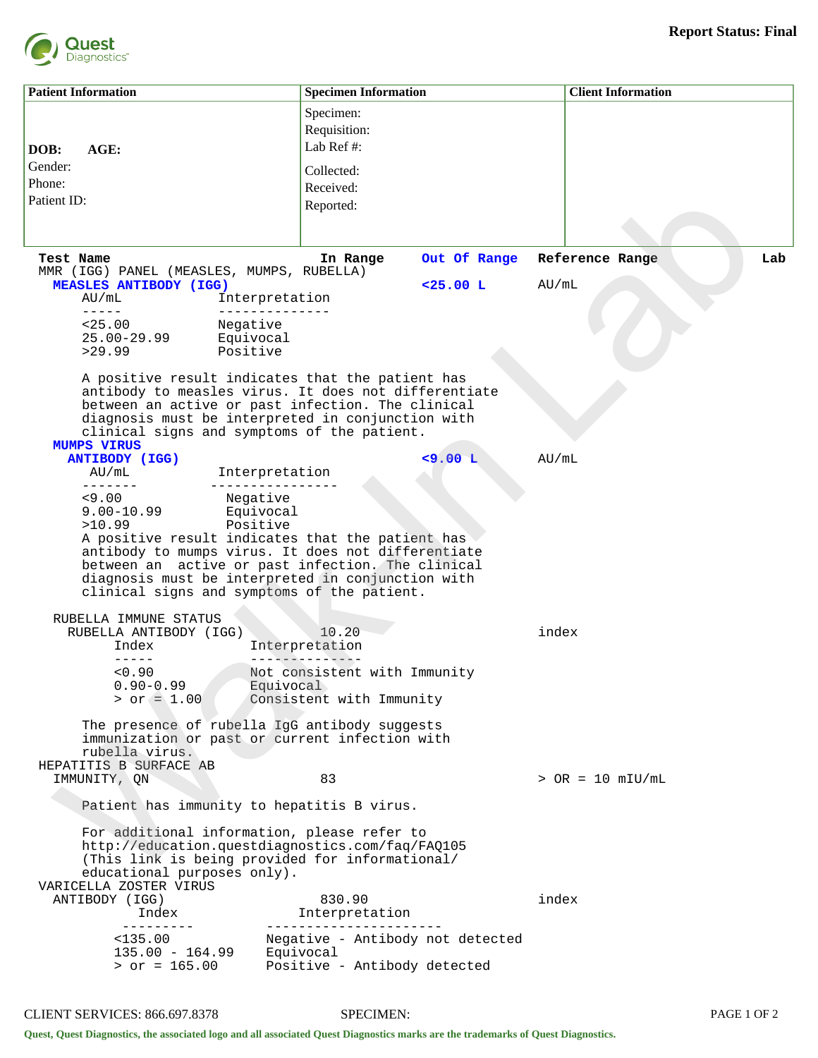Quest Diagnostics

**Report Status: Final**

| Patient Information | Specimen Information | Client Information |
|---|---|---|
| **DOB:** **AGE:**<br>Gender:<br>Phone:<br>Patient ID: | Specimen:<br>Requisition:<br>Lab Ref #:<br>Collected:<br>Received:<br>Reported: | |

| Test Name | In Range | Out Of Range | Reference Range | Lab |
|---|---|---|---|---|
| MMR (IGG) PANEL (MEASLES, MUMPS, RUBELLA) | | | | |
| **MEASLES ANTIBODY (IGG)** | | **<25.00 L** | AU/mL | |

```
AU/mL           Interpretation
-----           --------------
<25.00          Negative
25.00-29.99     Equivocal
>29.99          Positive
```

A positive result indicates that the patient has antibody to measles virus. It does not differentiate between an active or past infection. The clinical diagnosis must be interpreted in conjunction with clinical signs and symptoms of the patient.

| Test Name | In Range | Out Of Range | Reference Range | Lab |
|---|---|---|---|---|
| **MUMPS VIRUS ANTIBODY (IGG)** | | **<9.00 L** | AU/mL | |

```
AU/mL           Interpretation
-------         ----------------
<9.00           Negative
9.00-10.99      Equivocal
>10.99          Positive
```

A positive result indicates that the patient has antibody to mumps virus. It does not differentiate between an active or past infection. The clinical diagnosis must be interpreted in conjunction with clinical signs and symptoms of the patient.

| Test Name | In Range | Out Of Range | Reference Range | Lab |
|---|---|---|---|---|
| RUBELLA IMMUNE STATUS | | | | |
| RUBELLA ANTIBODY (IGG) | 10.20 | | index | |

```
Index         Interpretation
-----         --------------
<0.90         Not consistent with Immunity
0.90-0.99     Equivocal
> or = 1.00   Consistent with Immunity
```

The presence of rubella IgG antibody suggests immunization or past or current infection with rubella virus.

| Test Name | In Range | Out Of Range | Reference Range | Lab |
|---|---|---|---|---|
| HEPATITIS B SURFACE AB IMMUNITY, QN | 83 | | > OR = 10 mIU/mL | |

Patient has immunity to hepatitis B virus.

For additional information, please refer to http://education.questdiagnostics.com/faq/FAQ105 (This link is being provided for informational/ educational purposes only).

| Test Name | In Range | Out Of Range | Reference Range | Lab |
|---|---|---|---|---|
| VARICELLA ZOSTER VIRUS ANTIBODY (IGG) | 830.90 | | index | |

```
Index              Interpretation
---------          ----------------------
<135.00            Negative - Antibody not detected
135.00 - 164.99    Equivocal
> or = 165.00      Positive - Antibody detected
```

CLIENT SERVICES: 866.697.8378 SPECIMEN:

Quest, Quest Diagnostics, the associated logo and all associated Quest Diagnostics marks are the trademarks of Quest Diagnostics.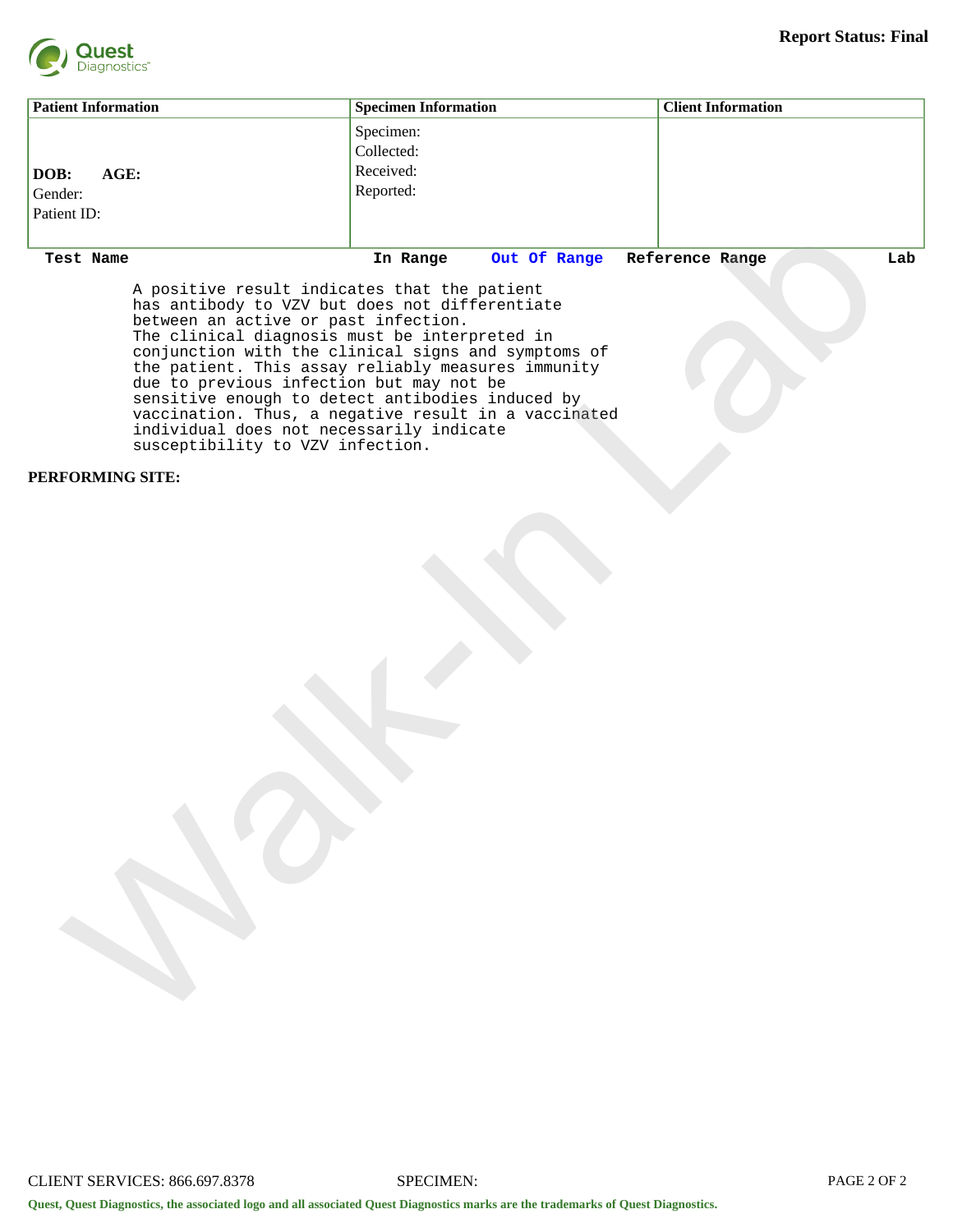Report Status: Final

| Patient Information | Specimen Information | Client Information |
|---|---|---|
| **DOB:** **AGE:**<br>Gender:<br>Patient ID: | Specimen:<br>Collected:<br>Received:<br>Reported: | |

| Test Name | In Range | Out Of Range | Reference Range | Lab |
|---|---|---|---|---|

```
A positive result indicates that the patient
has antibody to VZV but does not differentiate
between an active or past infection.
The clinical diagnosis must be interpreted in
conjunction with the clinical signs and symptoms of
the patient. This assay reliably measures immunity
due to previous infection but may not be
sensitive enough to detect antibodies induced by
vaccination. Thus, a negative result in a vaccinated
individual does not necessarily indicate
susceptibility to VZV infection.
```

**PERFORMING SITE:**

CLIENT SERVICES: 866.697.8378 SPECIMEN:

**Quest, Quest Diagnostics, the associated logo and all associated Quest Diagnostics marks are the trademarks of Quest Diagnostics.**